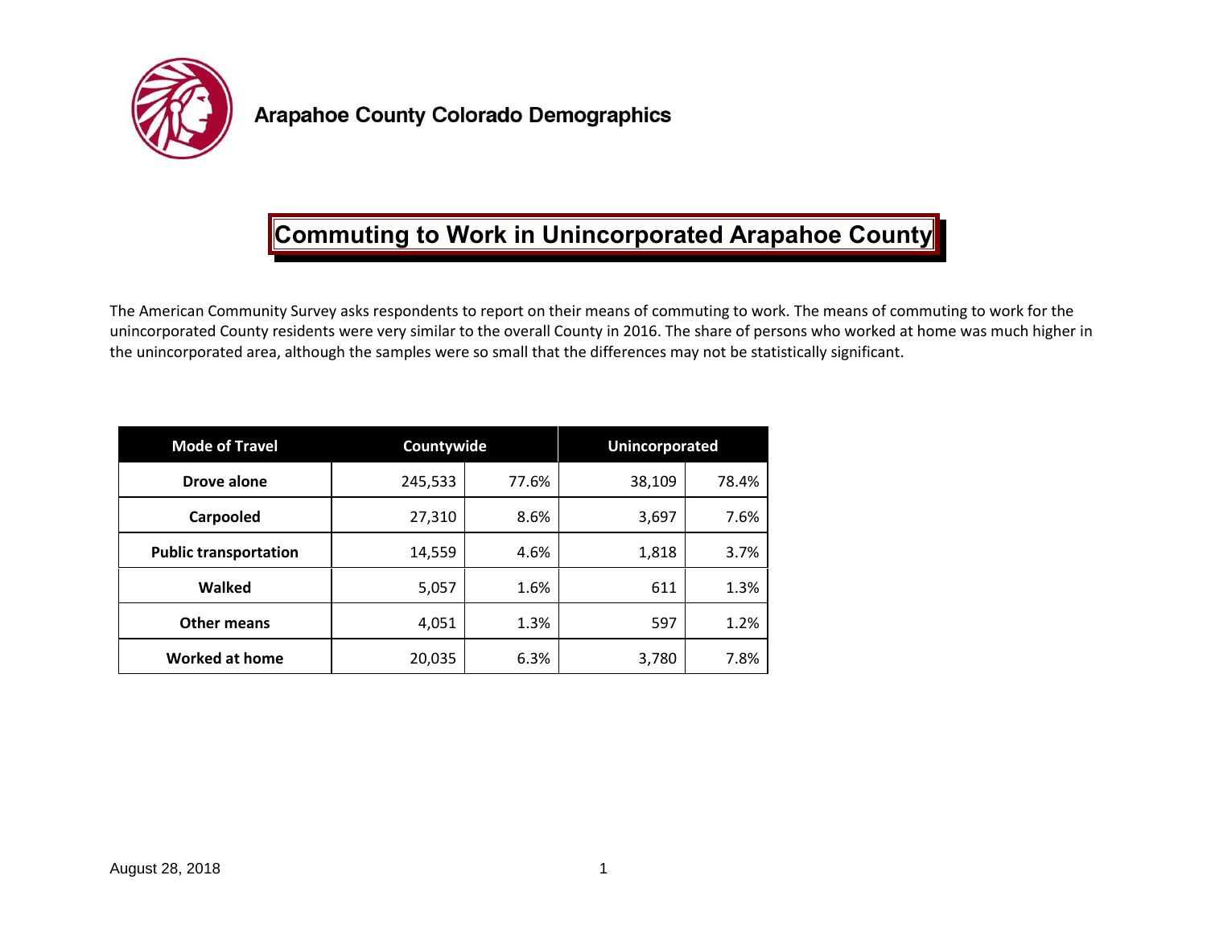Arapahoe County Colorado Demographics

# Commuting to Work in Unincorporated Arapahoe County

The American Community Survey asks respondents to report on their means of commuting to work. The means of commuting to work for the unincorporated County residents were very similar to the overall County in 2016. The share of persons who worked at home was much higher in the unincorporated area, although the samples were so small that the differences may not be statistically significant.

| Mode of Travel | Countywide | | Unincorporated | |
|---|---|---|---|---|
| **Drove alone** | 245,533 | 77.6% | 38,109 | 78.4% |
| **Carpooled** | 27,310 | 8.6% | 3,697 | 7.6% |
| **Public transportation** | 14,559 | 4.6% | 1,818 | 3.7% |
| **Walked** | 5,057 | 1.6% | 611 | 1.3% |
| **Other means** | 4,051 | 1.3% | 597 | 1.2% |
| **Worked at home** | 20,035 | 6.3% | 3,780 | 7.8% |

August 28, 2018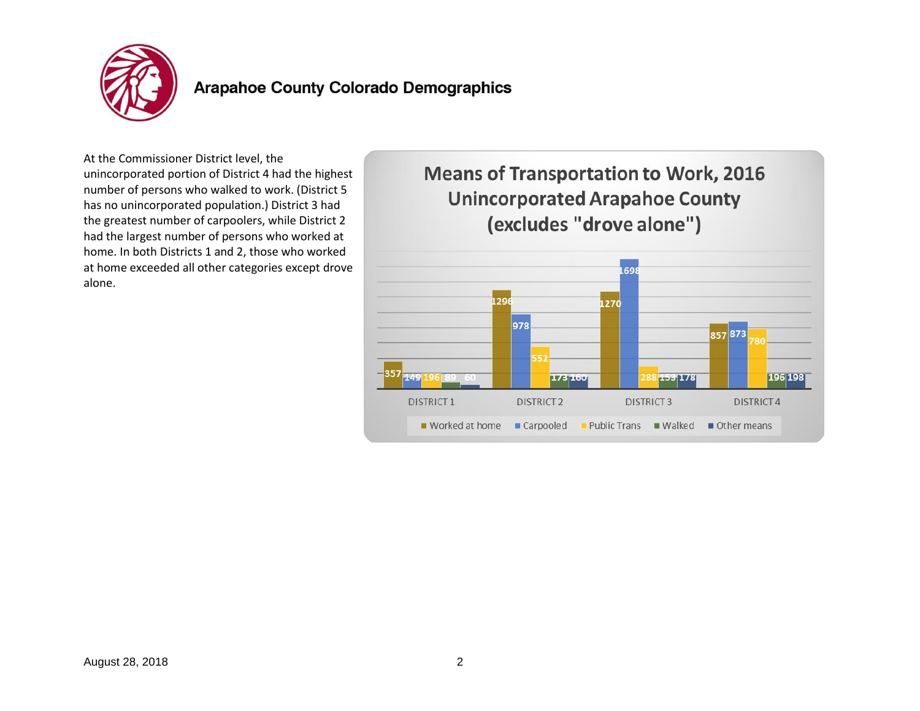At the Commissioner District level, the unincorporated portion of District 4 had the highest number of persons who walked to work. (District 5 has no unincorporated population.) District 3 had the greatest number of carpoolers, while District 2 had the largest number of persons who worked at home. In both Districts 1 and 2, those who worked at home exceeded all other categories except drove alone.

**Means of Transportation to Work, 2016**
**Unincorporated Arapahoe County**
**(excludes "drove alone")**

| | Worked at home | Carpooled | Public Trans | Walked | Other means |
|---|---|---|---|---|---|
| DISTRICT 1 | 357 | 149 | 196 | 89 | 60 |
| DISTRICT 2 | 1296 | 978 | 552 | 173 | 160 |
| DISTRICT 3 | 1270 | 1698 | 288 | 153 | 178 |
| DISTRICT 4 | 857 | 873 | 780 | 196 | 198 |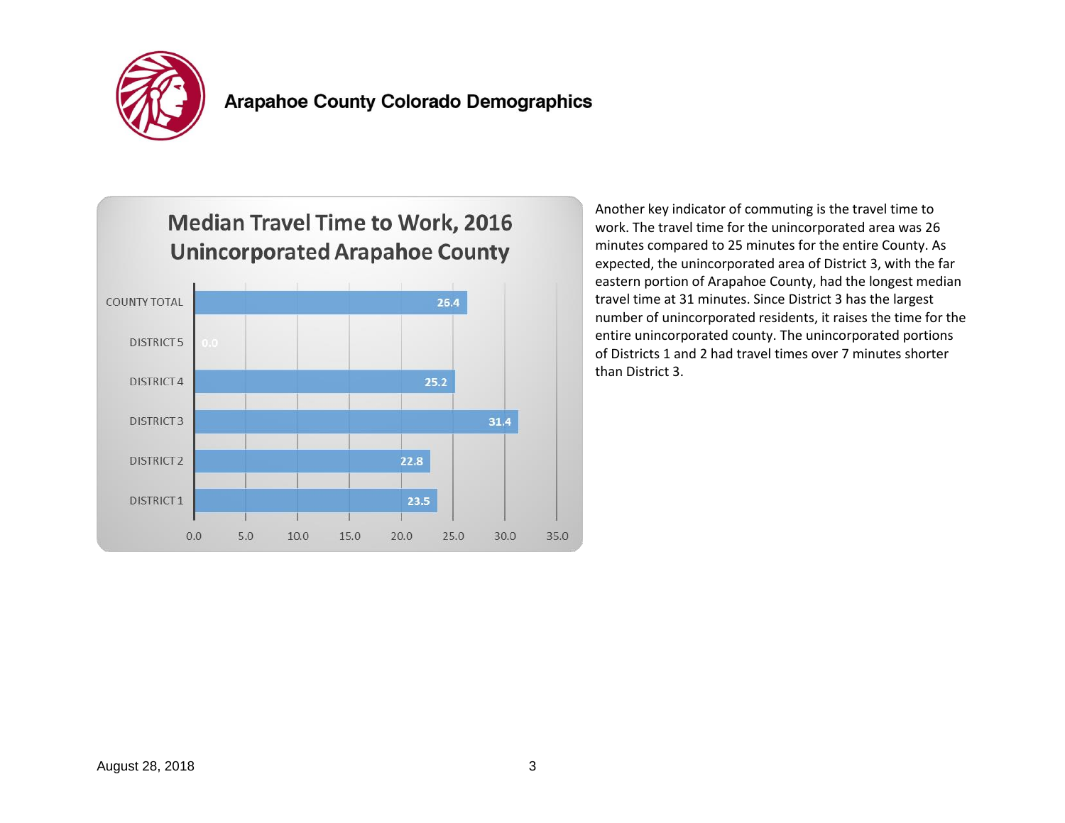# Arapahoe County Colorado Demographics

Median Travel Time to Work, 2016
Unincorporated Arapahoe County

COUNTY TOTAL 26.4
DISTRICT 5 0.0
DISTRICT 4 25.2
DISTRICT 3 31.4
DISTRICT 2 22.8
DISTRICT 1 23.5

0.0 5.0 10.0 15.0 20.0 25.0 30.0 35.0

Another key indicator of commuting is the travel time to work. The travel time for the unincorporated area was 26 minutes compared to 25 minutes for the entire County. As expected, the unincorporated area of District 3, with the far eastern portion of Arapahoe County, had the longest median travel time at 31 minutes. Since District 3 has the largest number of unincorporated residents, it raises the time for the entire unincorporated county. The unincorporated portions of Districts 1 and 2 had travel times over 7 minutes shorter than District 3.

August 28, 2018